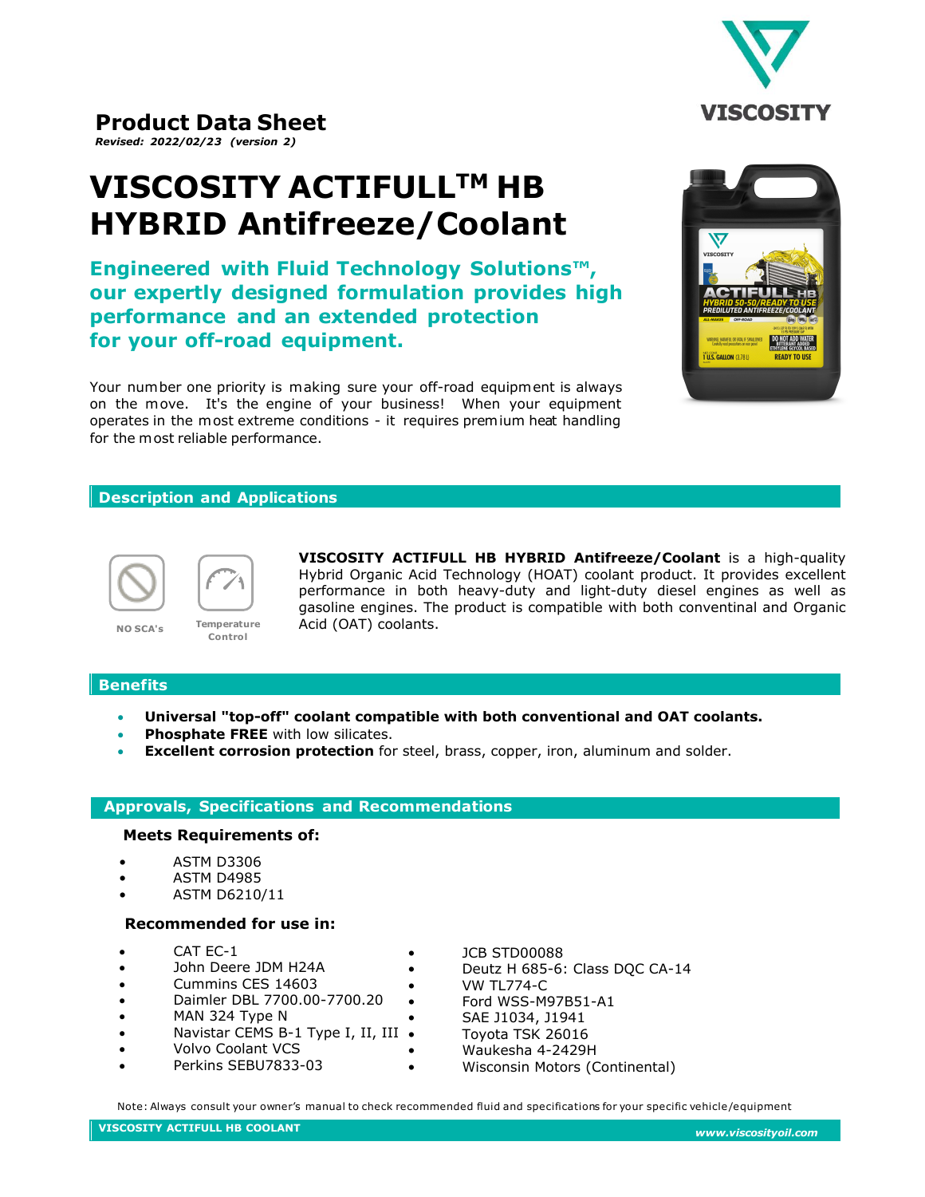VISCOSITY

# Product Data Sheet

*Revised: 2022/02/23 (version 2)*

# VISCOSITY ACTIFULL™ HB HYBRID Antifreeze/Coolant

### Engineered with Fluid Technology Solutions™, our expertly designed formulation provides high performance and an extended protection for your off-road equipment.

Your number one priority is making sure your off-road equipment is always on the move. It's the engine of your business! When your equipment operates in the most extreme conditions - it requires premium heat handling for the most reliable performance.

## Description and Applications

NO SCA's

Temperature Control

**VISCOSITY ACTIFULL HB HYBRID Antifreeze/Coolant** is a high-quality Hybrid Organic Acid Technology (HOAT) coolant product. It provides excellent performance in both heavy-duty and light-duty diesel engines as well as gasoline engines. The product is compatible with both conventinal and Organic Acid (OAT) coolants.

## Benefits

- **Universal "top-off" coolant compatible with both conventional and OAT coolants.**
- **Phosphate FREE** with low silicates.
- **Excellent corrosion protection** for steel, brass, copper, iron, aluminum and solder.

## Approvals, Specifications and Recommendations

### Meets Requirements of:

- ASTM D3306
- ASTM D4985
- ASTM D6210/11

### Recommended for use in:

- CAT EC-1
- John Deere JDM H24A
- Cummins CES 14603
- Daimler DBL 7700.00-7700.20
- MAN 324 Type N
- Navistar CEMS B-1 Type I, II, III
- Volvo Coolant VCS
- Perkins SEBU7833-03
- JCB STD00088
- Deutz H 685-6: Class DQC CA-14
- VW TL774-C
- Ford WSS-M97B51-A1
- SAE J1034, J1941
- Toyota TSK 26016
- Waukesha 4-2429H
- Wisconsin Motors (Continental)

Note: Always consult your owner's manual to check recommended fluid and specifications for your specific vehicle/equipment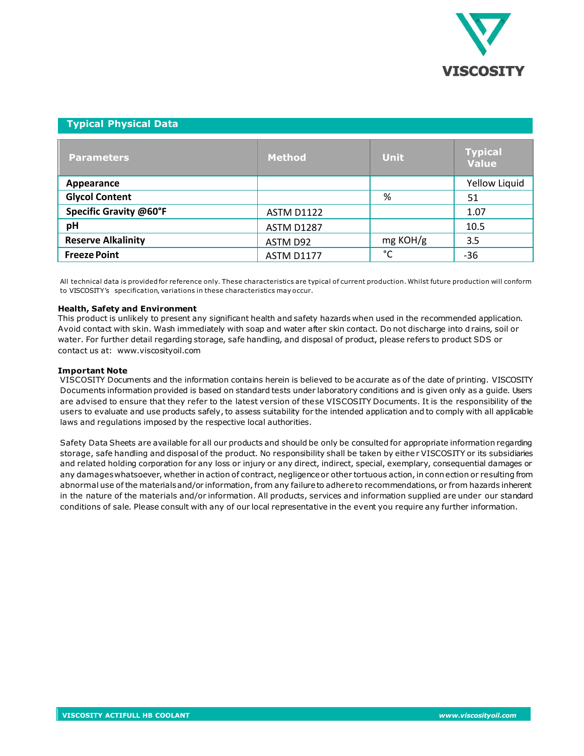## Typical Physical Data

| Parameters | Method | Unit | Typical Value |
|---|---|---|---|
| **Appearance** | | | Yellow Liquid |
| **Glycol Content** | | % | 51 |
| **Specific Gravity @60°F** | ASTM D1122 | | 1.07 |
| **pH** | ASTM D1287 | | 10.5 |
| **Reserve Alkalinity** | ASTM D92 | mg KOH/g | 3.5 |
| **Freeze Point** | ASTM D1177 | °C | -36 |

All technical data is provided for reference only. These characteristics are typical of current production. Whilst future production will conform to VISCOSITY's specification, variations in these characteristics may occur.

**Health, Safety and Environment**

This product is unlikely to present any significant health and safety hazards when used in the recommended application. Avoid contact with skin. Wash immediately with soap and water after skin contact. Do not discharge into drains, soil or water. For further detail regarding storage, safe handling, and disposal of product, please refers to product SDS or contact us at: www.viscosityoil.com

**Important Note**

VISCOSITY Documents and the information contains herein is believed to be accurate as of the date of printing. VISCOSITY Documents information provided is based on standard tests under laboratory conditions and is given only as a guide. Users are advised to ensure that they refer to the latest version of these VISCOSITY Documents. It is the responsibility of the users to evaluate and use products safely, to assess suitability for the intended application and to comply with all applicable laws and regulations imposed by the respective local authorities.

Safety Data Sheets are available for all our products and should be only be consulted for appropriate information regarding storage, safe handling and disposal of the product. No responsibility shall be taken by either VISCOSITY or its subsidiaries and related holding corporation for any loss or injury or any direct, indirect, special, exemplary, consequential damages or any damages whatsoever, whether in action of contract, negligence or other tortuous action, in connection or resulting from abnormal use of the materials and/or information, from any failure to adhere to recommendations, or from hazards inherent in the nature of the materials and/or information. All products, services and information supplied are under our standard conditions of sale. Please consult with any of our local representative in the event you require any further information.